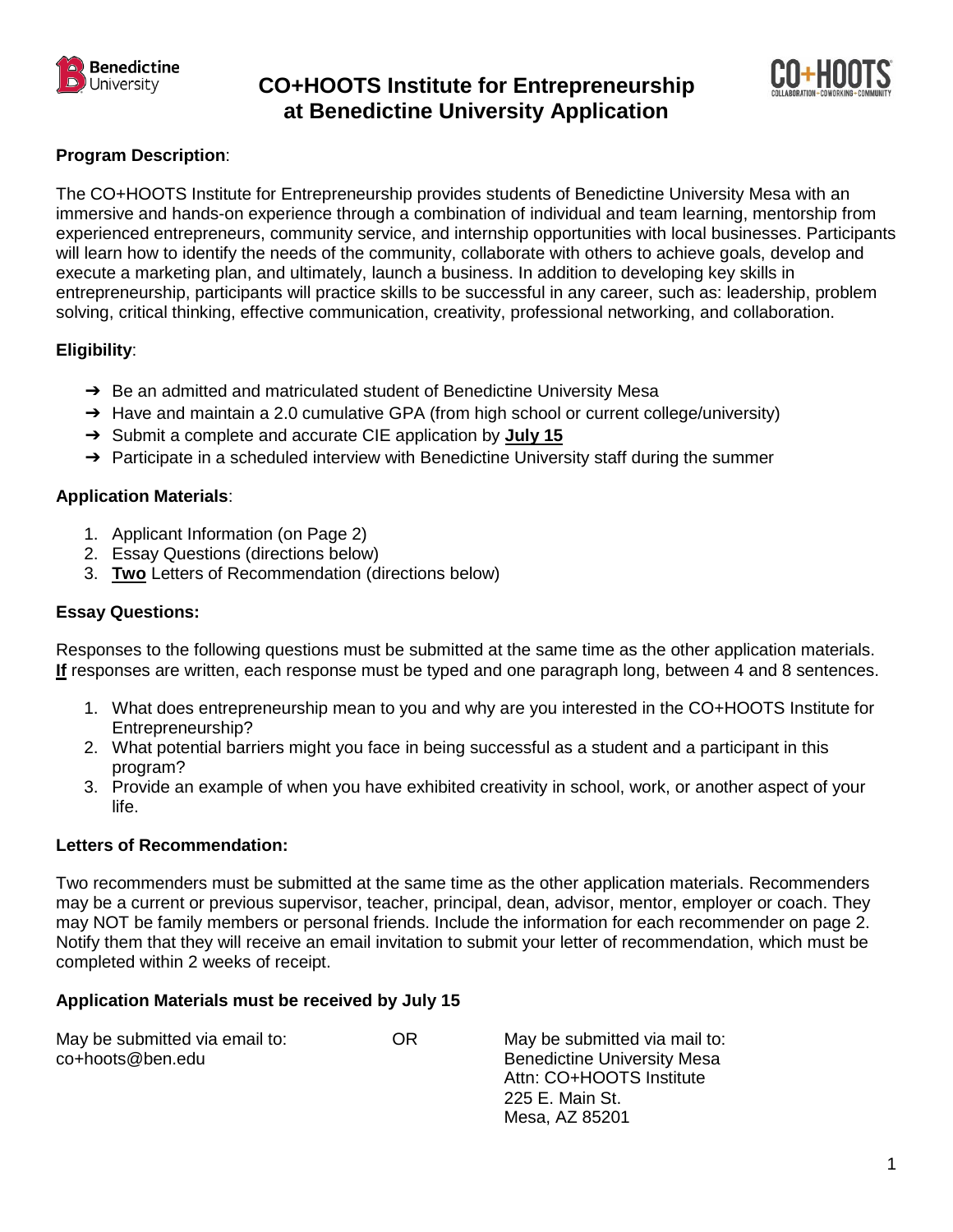# CO+HOOTS Institute for Entrepreneurship at Benedictine University Application

**Program Description**:

The CO+HOOTS Institute for Entrepreneurship provides students of Benedictine University Mesa with an immersive and hands-on experience through a combination of individual and team learning, mentorship from experienced entrepreneurs, community service, and internship opportunities with local businesses. Participants will learn how to identify the needs of the community, collaborate with others to achieve goals, develop and execute a marketing plan, and ultimately, launch a business. In addition to developing key skills in entrepreneurship, participants will practice skills to be successful in any career, such as: leadership, problem solving, critical thinking, effective communication, creativity, professional networking, and collaboration.

**Eligibility**:

- ➔ Be an admitted and matriculated student of Benedictine University Mesa
- ➔ Have and maintain a 2.0 cumulative GPA (from high school or current college/university)
- ➔ Submit a complete and accurate CIE application by **<u>July 15</u>**
- ➔ Participate in a scheduled interview with Benedictine University staff during the summer

**Application Materials**:

1. Applicant Information (on Page 2)
2. Essay Questions (directions below)
3. **<u>Two</u>** Letters of Recommendation (directions below)

**Essay Questions:**

Responses to the following questions must be submitted at the same time as the other application materials. **<u>If</u>** responses are written, each response must be typed and one paragraph long, between 4 and 8 sentences.

1. What does entrepreneurship mean to you and why are you interested in the CO+HOOTS Institute for Entrepreneurship?
2. What potential barriers might you face in being successful as a student and a participant in this program?
3. Provide an example of when you have exhibited creativity in school, work, or another aspect of your life.

**Letters of Recommendation:**

Two recommenders must be submitted at the same time as the other application materials. Recommenders may be a current or previous supervisor, teacher, principal, dean, advisor, mentor, employer or coach. They may NOT be family members or personal friends. Include the information for each recommender on page 2. Notify them that they will receive an email invitation to submit your letter of recommendation, which must be completed within 2 weeks of receipt.

**Application Materials must be received by July 15**

May be submitted via email to:
co+hoots@ben.edu

OR

May be submitted via mail to:
Benedictine University Mesa
Attn: CO+HOOTS Institute
225 E. Main St.
Mesa, AZ 85201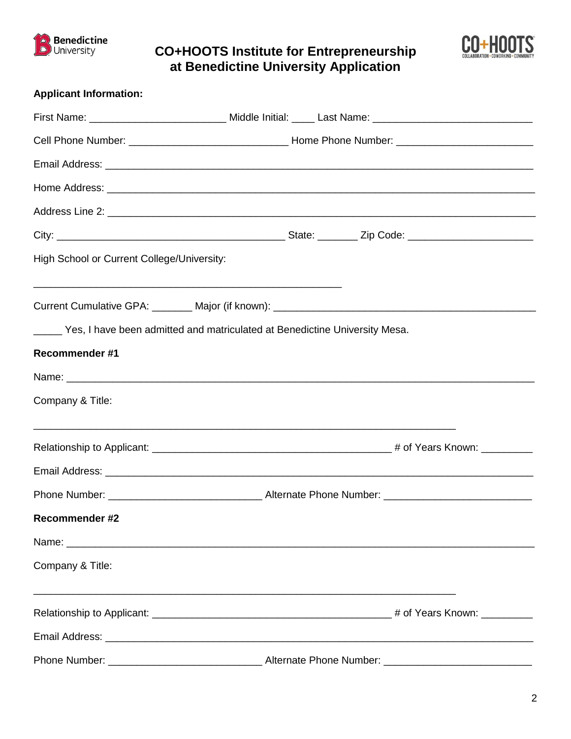# CO+HOOTS Institute for Entrepreneurship at Benedictine University Application

**Applicant Information:**

First Name: ________________________ Middle Initial: ____ Last Name: ____________________________

Cell Phone Number: ____________________________ Home Phone Number: ________________________

Email Address: ______________________________________________________________________________

Home Address: ______________________________________________________________________________

Address Line 2: _____________________________________________________________________________

City: ________________________________________ State: _______ Zip Code: ______________________

High School or Current College/University:

________________________________________________________

Current Cumulative GPA: _______ Major (if known): _______________________________________________

_____ Yes, I have been admitted and matriculated at Benedictine University Mesa.

**Recommender #1**

Name: ______________________________________________________________________________________

Company & Title:

____________________________________________________________________________

Relationship to Applicant: ___________________________________________ # of Years Known: _________

Email Address: ______________________________________________________________________________

Phone Number: ___________________________ Alternate Phone Number: __________________________

**Recommender #2**

Name: ______________________________________________________________________________________

Company & Title:

____________________________________________________________________________

Relationship to Applicant: ___________________________________________ # of Years Known: _________

Email Address: ______________________________________________________________________________

Phone Number: ___________________________ Alternate Phone Number: __________________________